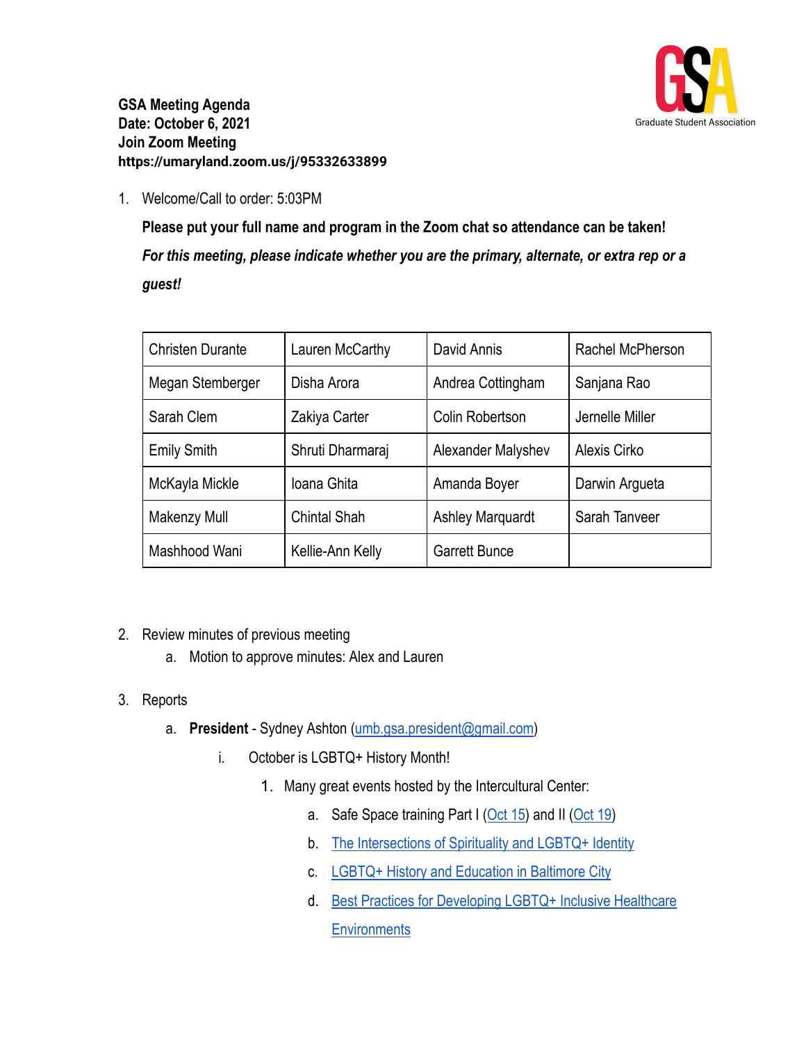**GSA Meeting Agenda**
**Date: October 6, 2021**
**Join Zoom Meeting**
**https://umaryland.zoom.us/j/95332633899**

GSA Graduate Student Association

1. Welcome/Call to order: 5:03PM

   **Please put your full name and program in the Zoom chat so attendance can be taken!**

   ***For this meeting, please indicate whether you are the primary, alternate, or extra rep or a guest!***

| | | | |
|---|---|---|---|
| Christen Durante | Lauren McCarthy | David Annis | Rachel McPherson |
| Megan Stemberger | Disha Arora | Andrea Cottingham | Sanjana Rao |
| Sarah Clem | Zakiya Carter | Colin Robertson | Jernelle Miller |
| Emily Smith | Shruti Dharmaraj | Alexander Malyshev | Alexis Cirko |
| McKayla Mickle | Ioana Ghita | Amanda Boyer | Darwin Argueta |
| Makenzy Mull | Chintal Shah | Ashley Marquardt | Sarah Tanveer |
| Mashhood Wani | Kellie-Ann Kelly | Garrett Bunce | |

2. Review minutes of previous meeting
   a. Motion to approve minutes: Alex and Lauren

3. Reports
   a. **President** - Sydney Ashton (umb.gsa.president@gmail.com)
      i. October is LGBTQ+ History Month!
         1. Many great events hosted by the Intercultural Center:
            a. Safe Space training Part I (Oct 15) and II (Oct 19)
            b. The Intersections of Spirituality and LGBTQ+ Identity
            c. LGBTQ+ History and Education in Baltimore City
            d. Best Practices for Developing LGBTQ+ Inclusive Healthcare Environments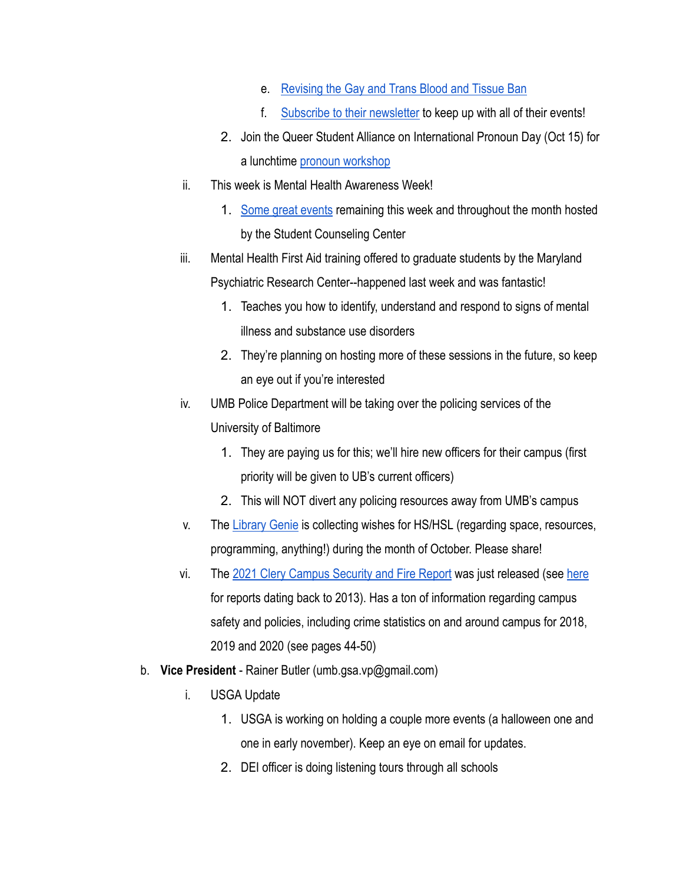e. Revising the Gay and Trans Blood and Tissue Ban
            f. Subscribe to their newsletter to keep up with all of their events!
        2. Join the Queer Student Alliance on International Pronoun Day (Oct 15) for a lunchtime pronoun workshop
    ii. This week is Mental Health Awareness Week!
        1. Some great events remaining this week and throughout the month hosted by the Student Counseling Center
    iii. Mental Health First Aid training offered to graduate students by the Maryland Psychiatric Research Center--happened last week and was fantastic!
        1. Teaches you how to identify, understand and respond to signs of mental illness and substance use disorders
        2. They're planning on hosting more of these sessions in the future, so keep an eye out if you're interested
    iv. UMB Police Department will be taking over the policing services of the University of Baltimore
        1. They are paying us for this; we'll hire new officers for their campus (first priority will be given to UB's current officers)
        2. This will NOT divert any policing resources away from UMB's campus
    v. The Library Genie is collecting wishes for HS/HSL (regarding space, resources, programming, anything!) during the month of October. Please share!
    vi. The 2021 Clery Campus Security and Fire Report was just released (see here for reports dating back to 2013). Has a ton of information regarding campus safety and policies, including crime statistics on and around campus for 2018, 2019 and 2020 (see pages 44-50)

b. **Vice President** - Rainer Butler (umb.gsa.vp@gmail.com)
    i. USGA Update
        1. USGA is working on holding a couple more events (a halloween one and one in early november). Keep an eye on email for updates.
        2. DEI officer is doing listening tours through all schools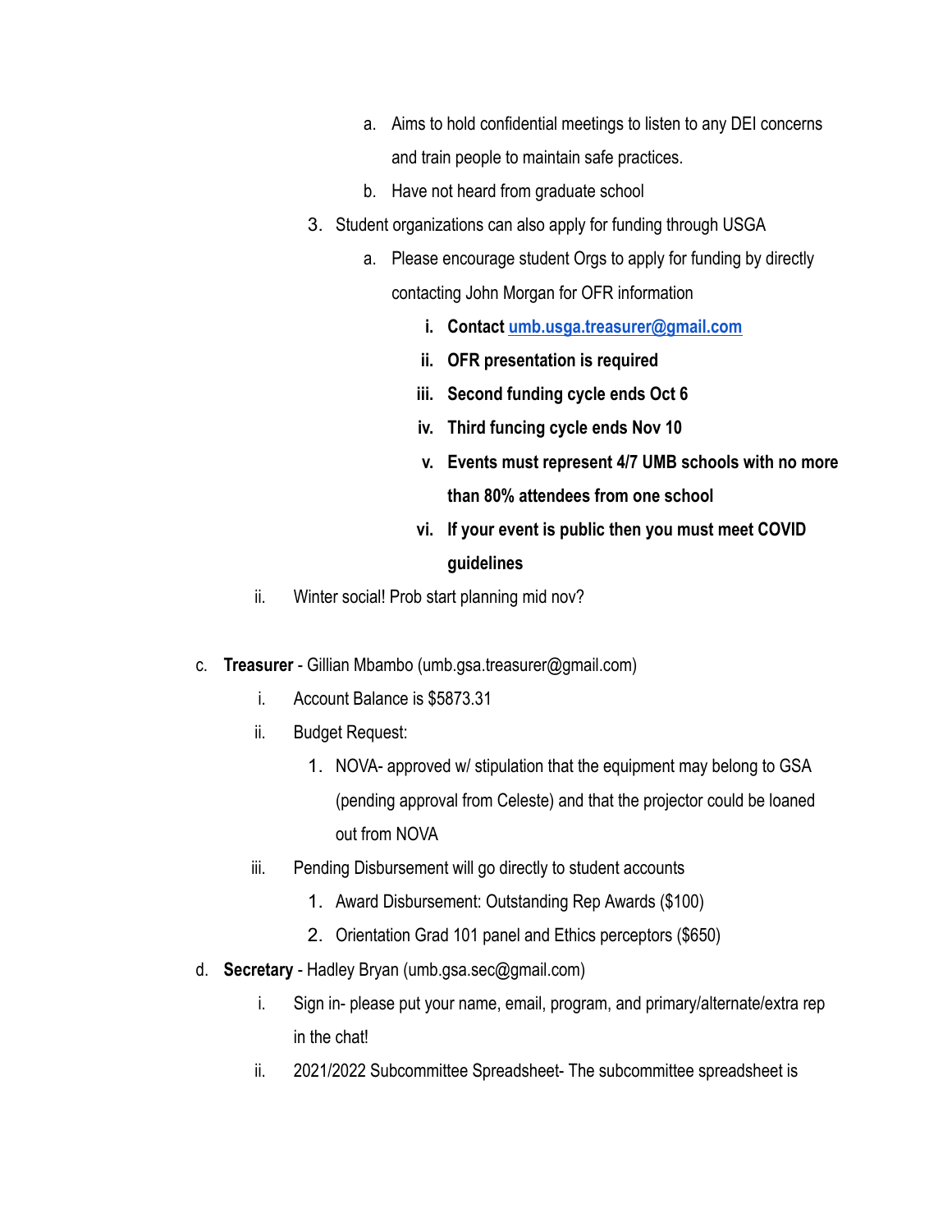a. Aims to hold confidential meetings to listen to any DEI concerns and train people to maintain safe practices.
      b. Have not heard from graduate school
   3. Student organizations can also apply for funding through USGA
      a. Please encourage student Orgs to apply for funding by directly contacting John Morgan for OFR information
         i. **Contact [umb.usga.treasurer@gmail.com](mailto:umb.usga.treasurer@gmail.com)**
         ii. **OFR presentation is required**
         iii. **Second funding cycle ends Oct 6**
         iv. **Third funcing cycle ends Nov 10**
         v. **Events must represent 4/7 UMB schools with no more than 80% attendees from one school**
         vi. **If your event is public then you must meet COVID guidelines**

ii. Winter social! Prob start planning mid nov?

c. **Treasurer** - Gillian Mbambo (umb.gsa.treasurer@gmail.com)
   i. Account Balance is $5873.31
   ii. Budget Request:
      1. NOVA- approved w/ stipulation that the equipment may belong to GSA (pending approval from Celeste) and that the projector could be loaned out from NOVA
   iii. Pending Disbursement will go directly to student accounts
      1. Award Disbursement: Outstanding Rep Awards ($100)
      2. Orientation Grad 101 panel and Ethics perceptors ($650)

d. **Secretary** - Hadley Bryan (umb.gsa.sec@gmail.com)
   i. Sign in- please put your name, email, program, and primary/alternate/extra rep in the chat!
   ii. 2021/2022 Subcommittee Spreadsheet- The subcommittee spreadsheet is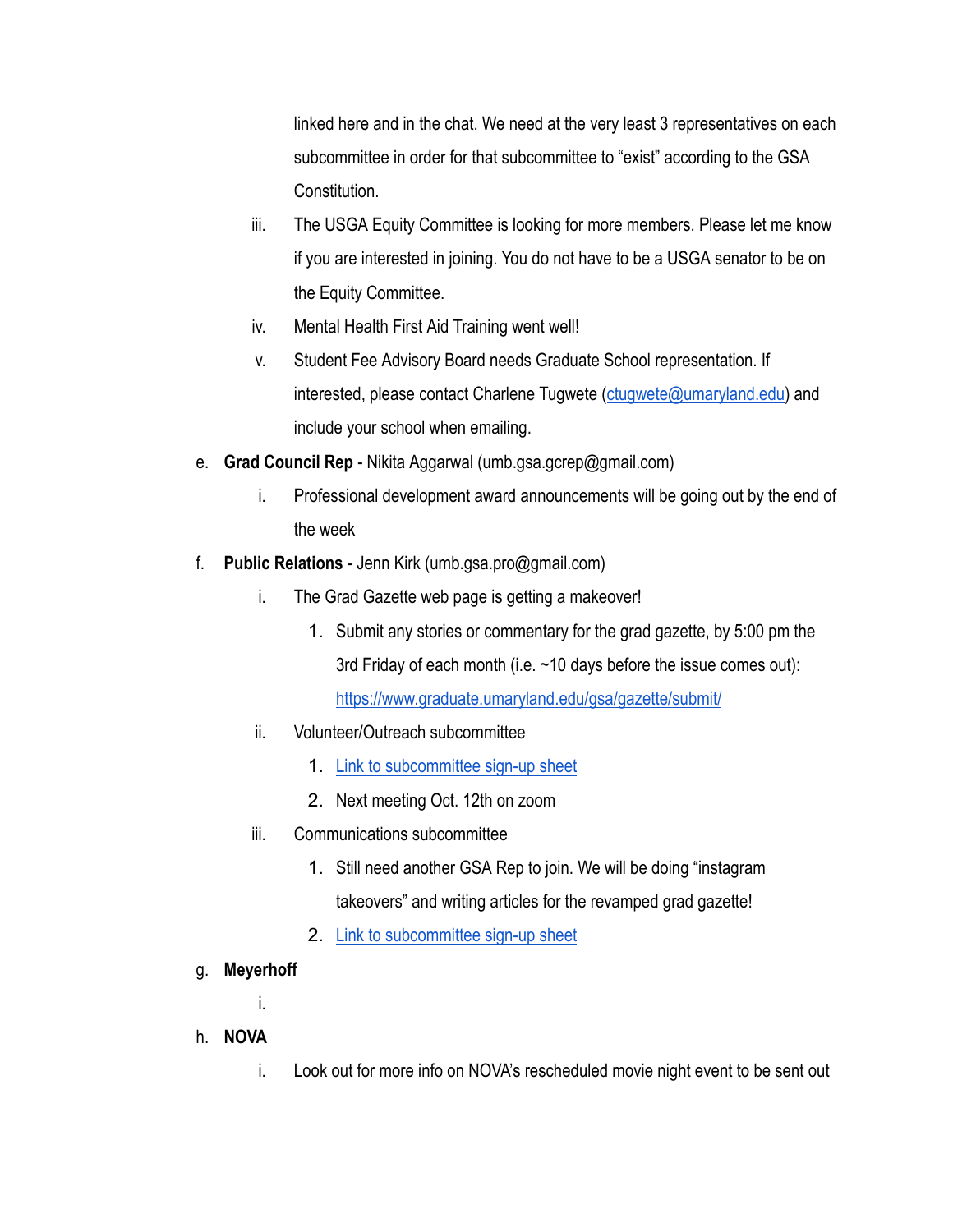linked here and in the chat. We need at the very least 3 representatives on each subcommittee in order for that subcommittee to "exist" according to the GSA Constitution.

   iii. The USGA Equity Committee is looking for more members. Please let me know if you are interested in joining. You do not have to be a USGA senator to be on the Equity Committee.

   iv. Mental Health First Aid Training went well!

   v. Student Fee Advisory Board needs Graduate School representation. If interested, please contact Charlene Tugwete (ctugwete@umaryland.edu) and include your school when emailing.

e. **Grad Council Rep** - Nikita Aggarwal (umb.gsa.gcrep@gmail.com)

   i. Professional development award announcements will be going out by the end of the week

f. **Public Relations** - Jenn Kirk (umb.gsa.pro@gmail.com)

   i. The Grad Gazette web page is getting a makeover!

      1. Submit any stories or commentary for the grad gazette, by 5:00 pm the 3rd Friday of each month (i.e. ~10 days before the issue comes out): https://www.graduate.umaryland.edu/gsa/gazette/submit/

   ii. Volunteer/Outreach subcommittee

      1. Link to subcommittee sign-up sheet
      2. Next meeting Oct. 12th on zoom

   iii. Communications subcommittee

      1. Still need another GSA Rep to join. We will be doing "instagram takeovers" and writing articles for the revamped grad gazette!
      2. Link to subcommittee sign-up sheet

g. **Meyerhoff**

   i.

h. **NOVA**

   i. Look out for more info on NOVA's rescheduled movie night event to be sent out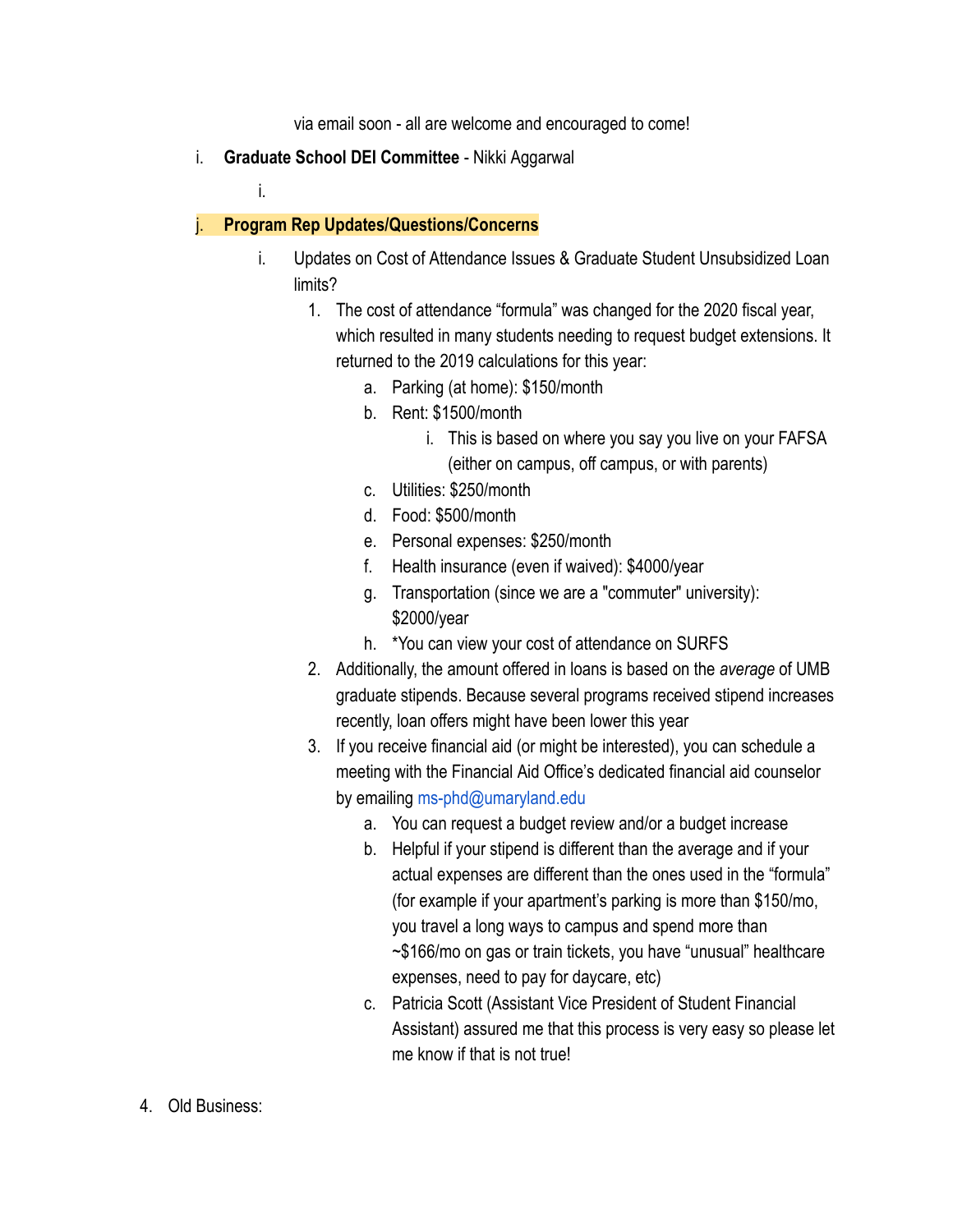via email soon - all are welcome and encouraged to come!

i. **Graduate School DEI Committee** - Nikki Aggarwal

    i.

j. **Program Rep Updates/Questions/Concerns**

    i. Updates on Cost of Attendance Issues & Graduate Student Unsubsidized Loan limits?

        1. The cost of attendance "formula" was changed for the 2020 fiscal year, which resulted in many students needing to request budget extensions. It returned to the 2019 calculations for this year:

            a. Parking (at home): $150/month

            b. Rent: $1500/month

                i. This is based on where you say you live on your FAFSA (either on campus, off campus, or with parents)

            c. Utilities: $250/month

            d. Food: $500/month

            e. Personal expenses: $250/month

            f. Health insurance (even if waived): $4000/year

            g. Transportation (since we are a "commuter" university): $2000/year

            h. *You can view your cost of attendance on SURFS

        2. Additionally, the amount offered in loans is based on the *average* of UMB graduate stipends. Because several programs received stipend increases recently, loan offers might have been lower this year

        3. If you receive financial aid (or might be interested), you can schedule a meeting with the Financial Aid Office's dedicated financial aid counselor by emailing ms-phd@umaryland.edu

            a. You can request a budget review and/or a budget increase

            b. Helpful if your stipend is different than the average and if your actual expenses are different than the ones used in the "formula" (for example if your apartment's parking is more than $150/mo, you travel a long ways to campus and spend more than ~$166/mo on gas or train tickets, you have "unusual" healthcare expenses, need to pay for daycare, etc)

            c. Patricia Scott (Assistant Vice President of Student Financial Assistant) assured me that this process is very easy so please let me know if that is not true!

4. Old Business: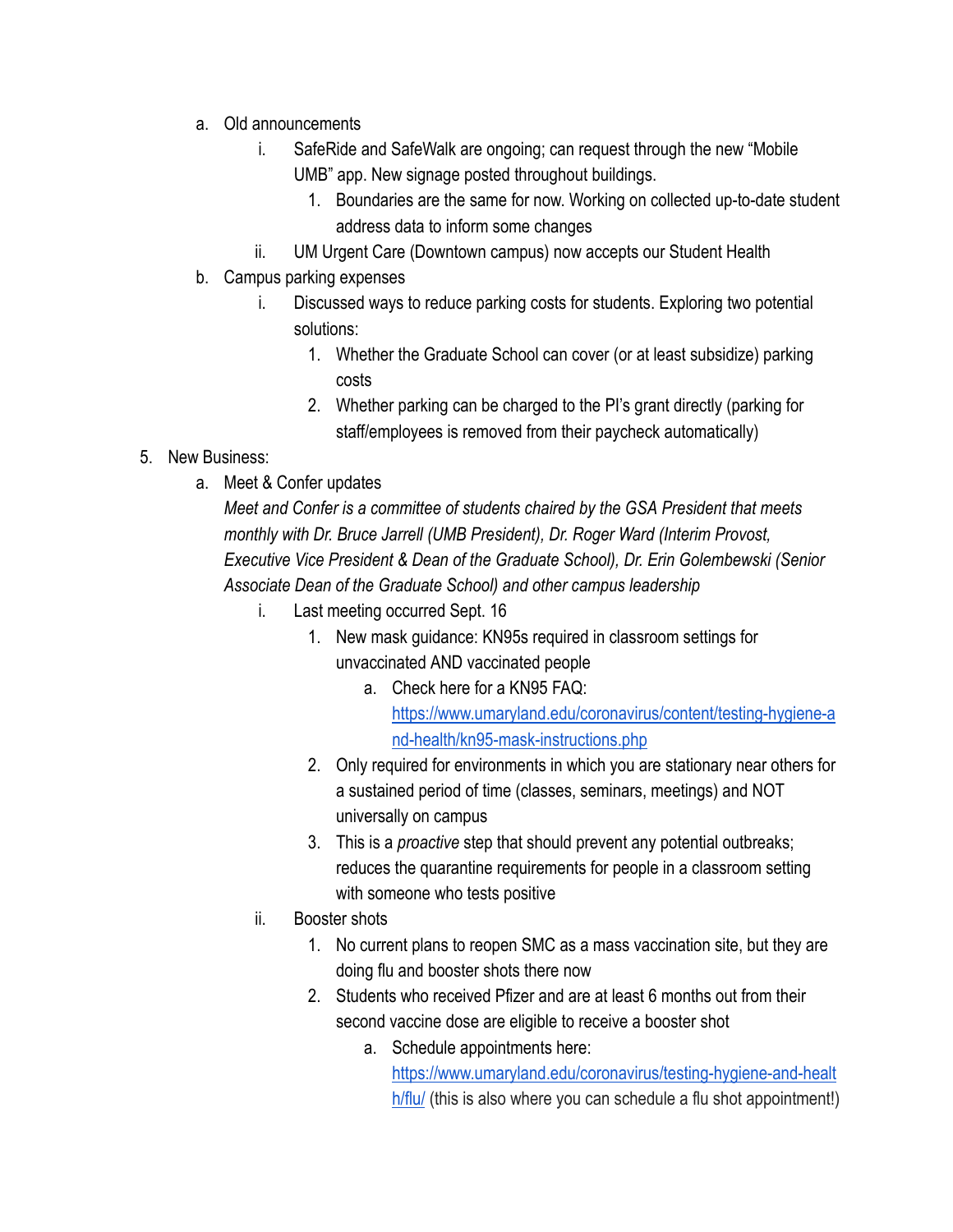a. Old announcements
    i. SafeRide and SafeWalk are ongoing; can request through the new "Mobile UMB" app. New signage posted throughout buildings.
        1. Boundaries are the same for now. Working on collected up-to-date student address data to inform some changes
    ii. UM Urgent Care (Downtown campus) now accepts our Student Health
b. Campus parking expenses
    i. Discussed ways to reduce parking costs for students. Exploring two potential solutions:
        1. Whether the Graduate School can cover (or at least subsidize) parking costs
        2. Whether parking can be charged to the PI's grant directly (parking for staff/employees is removed from their paycheck automatically)

5. New Business:
    a. Meet & Confer updates
    *Meet and Confer is a committee of students chaired by the GSA President that meets monthly with Dr. Bruce Jarrell (UMB President), Dr. Roger Ward (Interim Provost, Executive Vice President & Dean of the Graduate School), Dr. Erin Golembewski (Senior Associate Dean of the Graduate School) and other campus leadership*
        i. Last meeting occurred Sept. 16
            1. New mask guidance: KN95s required in classroom settings for unvaccinated AND vaccinated people
                a. Check here for a KN95 FAQ: [https://www.umaryland.edu/coronavirus/content/testing-hygiene-and-health/kn95-mask-instructions.php](https://www.umaryland.edu/coronavirus/content/testing-hygiene-and-health/kn95-mask-instructions.php)
            2. Only required for environments in which you are stationary near others for a sustained period of time (classes, seminars, meetings) and NOT universally on campus
            3. This is a *proactive* step that should prevent any potential outbreaks; reduces the quarantine requirements for people in a classroom setting with someone who tests positive
        ii. Booster shots
            1. No current plans to reopen SMC as a mass vaccination site, but they are doing flu and booster shots there now
            2. Students who received Pfizer and are at least 6 months out from their second vaccine dose are eligible to receive a booster shot
                a. Schedule appointments here: [https://www.umaryland.edu/coronavirus/testing-hygiene-and-health/flu/](https://www.umaryland.edu/coronavirus/testing-hygiene-and-health/flu/) (this is also where you can schedule a flu shot appointment!)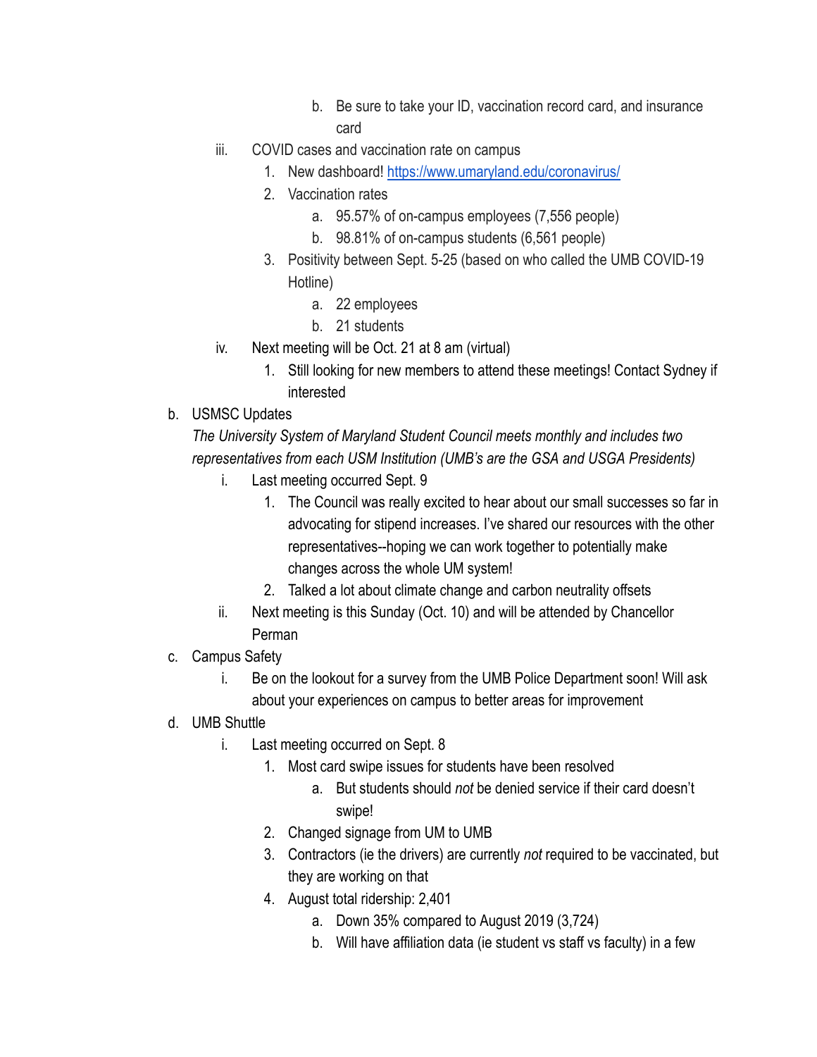- b. Be sure to take your ID, vaccination record card, and insurance card
   - iii. COVID cases and vaccination rate on campus
      1. New dashboard! [https://www.umaryland.edu/coronavirus/](https://www.umaryland.edu/coronavirus/)
      2. Vaccination rates
         - a. 95.57% of on-campus employees (7,556 people)
         - b. 98.81% of on-campus students (6,561 people)
      3. Positivity between Sept. 5-25 (based on who called the UMB COVID-19 Hotline)
         - a. 22 employees
         - b. 21 students
   - iv. Next meeting will be Oct. 21 at 8 am (virtual)
      1. Still looking for new members to attend these meetings! Contact Sydney if interested

- b. USMSC Updates

  *The University System of Maryland Student Council meets monthly and includes two representatives from each USM Institution (UMB's are the GSA and USGA Presidents)*

   - i. Last meeting occurred Sept. 9
      1. The Council was really excited to hear about our small successes so far in advocating for stipend increases. I've shared our resources with the other representatives--hoping we can work together to potentially make changes across the whole UM system!
      2. Talked a lot about climate change and carbon neutrality offsets
   - ii. Next meeting is this Sunday (Oct. 10) and will be attended by Chancellor Perman

- c. Campus Safety
   - i. Be on the lookout for a survey from the UMB Police Department soon! Will ask about your experiences on campus to better areas for improvement

- d. UMB Shuttle
   - i. Last meeting occurred on Sept. 8
      1. Most card swipe issues for students have been resolved
         - a. But students should *not* be denied service if their card doesn't swipe!
      2. Changed signage from UM to UMB
      3. Contractors (ie the drivers) are currently *not* required to be vaccinated, but they are working on that
      4. August total ridership: 2,401
         - a. Down 35% compared to August 2019 (3,724)
         - b. Will have affiliation data (ie student vs staff vs faculty) in a few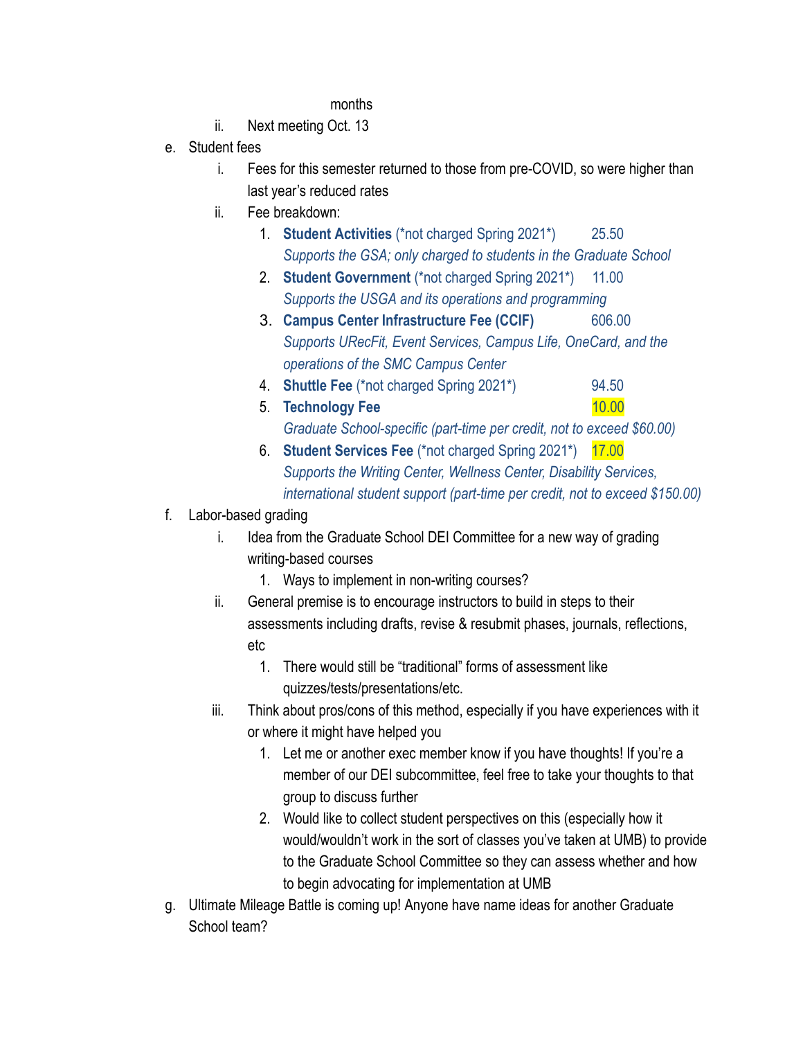months

ii. Next meeting Oct. 13

e. Student fees
   i. Fees for this semester returned to those from pre-COVID, so were higher than last year's reduced rates
   ii. Fee breakdown:
      1. **Student Activities** (*not charged Spring 2021*) 25.50
         *Supports the GSA; only charged to students in the Graduate School*
      2. **Student Government** (*not charged Spring 2021*) 11.00
         *Supports the USGA and its operations and programming*
      3. **Campus Center Infrastructure Fee (CCIF)** 606.00
         *Supports URecFit, Event Services, Campus Life, OneCard, and the operations of the SMC Campus Center*
      4. **Shuttle Fee** (*not charged Spring 2021*) 94.50
      5. **Technology Fee** 10.00
         *Graduate School-specific (part-time per credit, not to exceed $60.00)*
      6. **Student Services Fee** (*not charged Spring 2021*) 17.00
         *Supports the Writing Center, Wellness Center, Disability Services, international student support (part-time per credit, not to exceed $150.00)*

f. Labor-based grading
   i. Idea from the Graduate School DEI Committee for a new way of grading writing-based courses
      1. Ways to implement in non-writing courses?
   ii. General premise is to encourage instructors to build in steps to their assessments including drafts, revise & resubmit phases, journals, reflections, etc
      1. There would still be "traditional" forms of assessment like quizzes/tests/presentations/etc.
   iii. Think about pros/cons of this method, especially if you have experiences with it or where it might have helped you
      1. Let me or another exec member know if you have thoughts! If you're a member of our DEI subcommittee, feel free to take your thoughts to that group to discuss further
      2. Would like to collect student perspectives on this (especially how it would/wouldn't work in the sort of classes you've taken at UMB) to provide to the Graduate School Committee so they can assess whether and how to begin advocating for implementation at UMB

g. Ultimate Mileage Battle is coming up! Anyone have name ideas for another Graduate School team?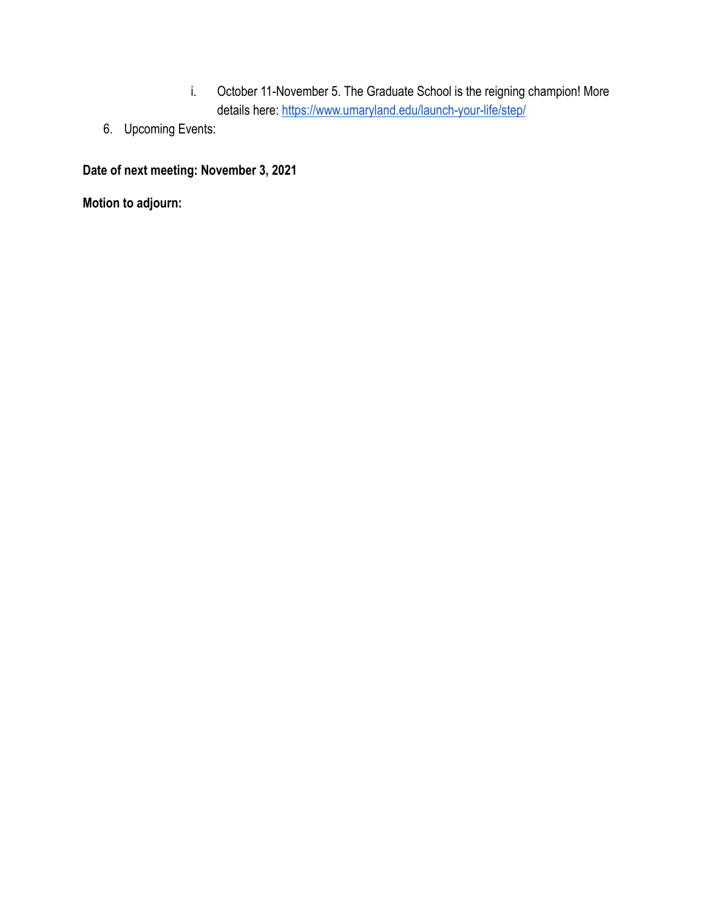i. October 11-November 5. The Graduate School is the reigning champion! More details here: https://www.umaryland.edu/launch-your-life/step/

6. Upcoming Events:

**Date of next meeting: November 3, 2021**

**Motion to adjourn:**